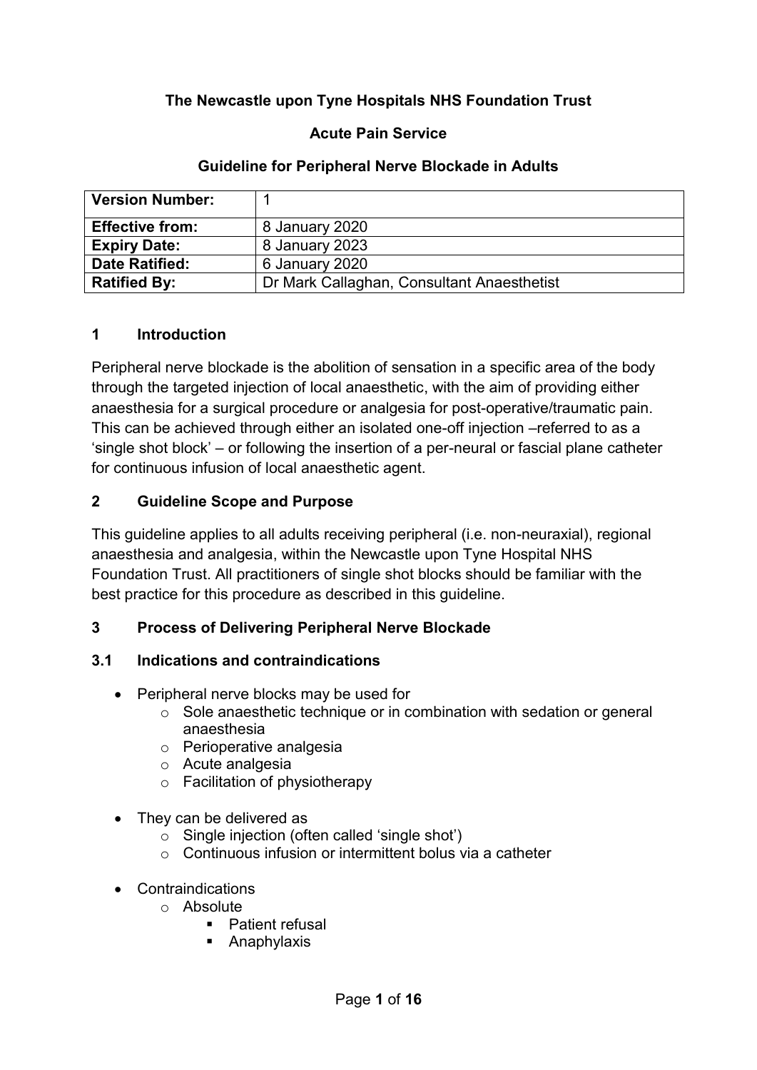**The Newcastle upon Tyne Hospitals NHS Foundation Trust**

**Acute Pain Service**

**Guideline for Peripheral Nerve Blockade in Adults**

| **Version Number:** | 1 |
|---|---|
| **Effective from:** | 8 January 2020 |
| **Expiry Date:** | 8 January 2023 |
| **Date Ratified:** | 6 January 2020 |
| **Ratified By:** | Dr Mark Callaghan, Consultant Anaesthetist |

## 1 Introduction

Peripheral nerve blockade is the abolition of sensation in a specific area of the body through the targeted injection of local anaesthetic, with the aim of providing either anaesthesia for a surgical procedure or analgesia for post-operative/traumatic pain. This can be achieved through either an isolated one-off injection –referred to as a 'single shot block' – or following the insertion of a per-neural or fascial plane catheter for continuous infusion of local anaesthetic agent.

## 2 Guideline Scope and Purpose

This guideline applies to all adults receiving peripheral (i.e. non-neuraxial), regional anaesthesia and analgesia, within the Newcastle upon Tyne Hospital NHS Foundation Trust. All practitioners of single shot blocks should be familiar with the best practice for this procedure as described in this guideline.

## 3 Process of Delivering Peripheral Nerve Blockade

### 3.1 Indications and contraindications

- Peripheral nerve blocks may be used for
  - Sole anaesthetic technique or in combination with sedation or general anaesthesia
  - Perioperative analgesia
  - Acute analgesia
  - Facilitation of physiotherapy

- They can be delivered as
  - Single injection (often called 'single shot')
  - Continuous infusion or intermittent bolus via a catheter

- Contraindications
  - Absolute
    - Patient refusal
    - Anaphylaxis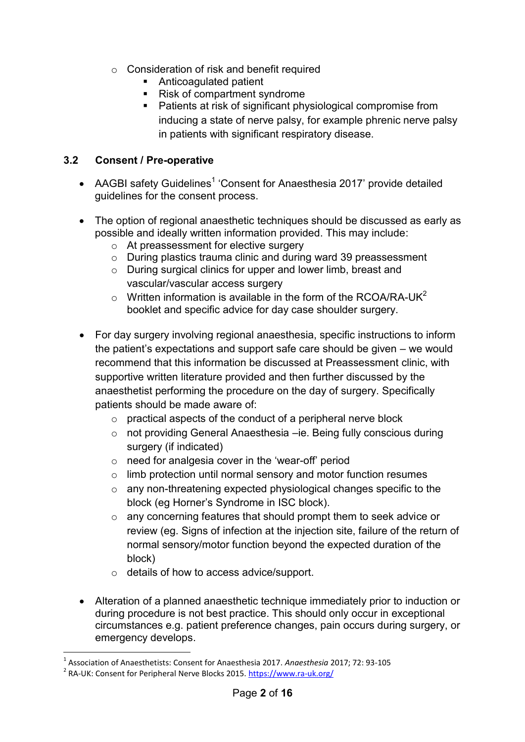- Consideration of risk and benefit required
  - Anticoagulated patient
  - Risk of compartment syndrome
  - Patients at risk of significant physiological compromise from inducing a state of nerve palsy, for example phrenic nerve palsy in patients with significant respiratory disease.

### 3.2 Consent / Pre-operative

- AAGBI safety Guidelines[1] 'Consent for Anaesthesia 2017' provide detailed guidelines for the consent process.

- The option of regional anaesthetic techniques should be discussed as early as possible and ideally written information provided. This may include:
  - At preassessment for elective surgery
  - During plastics trauma clinic and during ward 39 preassessment
  - During surgical clinics for upper and lower limb, breast and vascular/vascular access surgery
  - Written information is available in the form of the RCOA/RA-UK[2] booklet and specific advice for day case shoulder surgery.

- For day surgery involving regional anaesthesia, specific instructions to inform the patient's expectations and support safe care should be given – we would recommend that this information be discussed at Preassessment clinic, with supportive written literature provided and then further discussed by the anaesthetist performing the procedure on the day of surgery. Specifically patients should be made aware of:
  - practical aspects of the conduct of a peripheral nerve block
  - not providing General Anaesthesia –ie. Being fully conscious during surgery (if indicated)
  - need for analgesia cover in the 'wear-off' period
  - limb protection until normal sensory and motor function resumes
  - any non-threatening expected physiological changes specific to the block (eg Horner's Syndrome in ISC block).
  - any concerning features that should prompt them to seek advice or review (eg. Signs of infection at the injection site, failure of the return of normal sensory/motor function beyond the expected duration of the block)
  - details of how to access advice/support.

- Alteration of a planned anaesthetic technique immediately prior to induction or during procedure is not best practice. This should only occur in exceptional circumstances e.g. patient preference changes, pain occurs during surgery, or emergency develops.

---

[1] Association of Anaesthetists: Consent for Anaesthesia 2017. *Anaesthesia* 2017; 72: 93-105

[2] RA-UK: Consent for Peripheral Nerve Blocks 2015. https://www.ra-uk.org/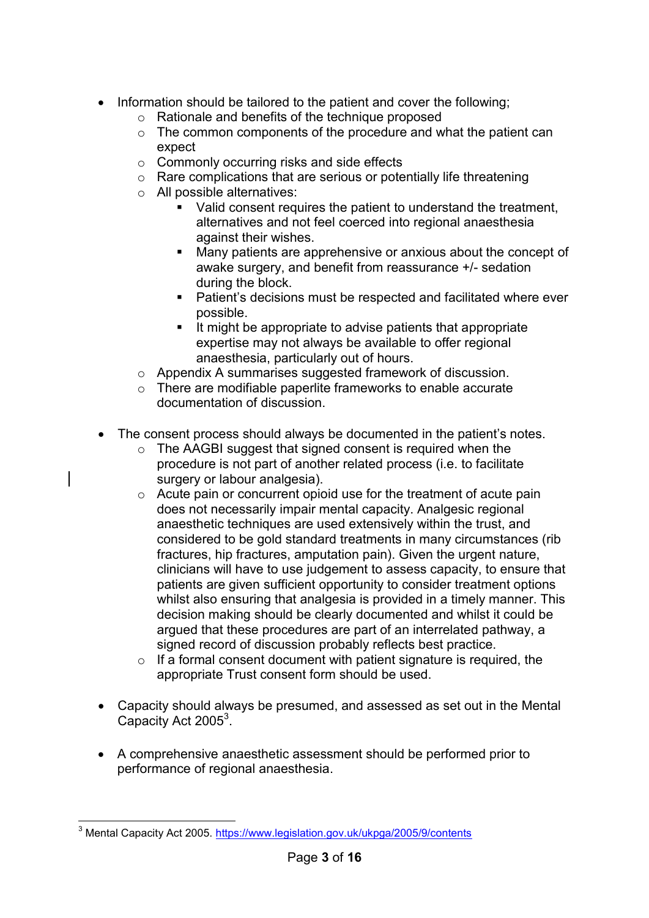- Information should be tailored to the patient and cover the following;
  - Rationale and benefits of the technique proposed
  - The common components of the procedure and what the patient can expect
  - Commonly occurring risks and side effects
  - Rare complications that are serious or potentially life threatening
  - All possible alternatives:
    - Valid consent requires the patient to understand the treatment, alternatives and not feel coerced into regional anaesthesia against their wishes.
    - Many patients are apprehensive or anxious about the concept of awake surgery, and benefit from reassurance +/- sedation during the block.
    - Patient's decisions must be respected and facilitated where ever possible.
    - It might be appropriate to advise patients that appropriate expertise may not always be available to offer regional anaesthesia, particularly out of hours.
  - Appendix A summarises suggested framework of discussion.
  - There are modifiable paperlite frameworks to enable accurate documentation of discussion.

- The consent process should always be documented in the patient's notes.
  - The AAGBI suggest that signed consent is required when the procedure is not part of another related process (i.e. to facilitate surgery or labour analgesia).
  - Acute pain or concurrent opioid use for the treatment of acute pain does not necessarily impair mental capacity. Analgesic regional anaesthetic techniques are used extensively within the trust, and considered to be gold standard treatments in many circumstances (rib fractures, hip fractures, amputation pain). Given the urgent nature, clinicians will have to use judgement to assess capacity, to ensure that patients are given sufficient opportunity to consider treatment options whilst also ensuring that analgesia is provided in a timely manner. This decision making should be clearly documented and whilst it could be argued that these procedures are part of an interrelated pathway, a signed record of discussion probably reflects best practice.
  - If a formal consent document with patient signature is required, the appropriate Trust consent form should be used.

- Capacity should always be presumed, and assessed as set out in the Mental Capacity Act 2005[3].

- A comprehensive anaesthetic assessment should be performed prior to performance of regional anaesthesia.

---

[3] Mental Capacity Act 2005. https://www.legislation.gov.uk/ukpga/2005/9/contents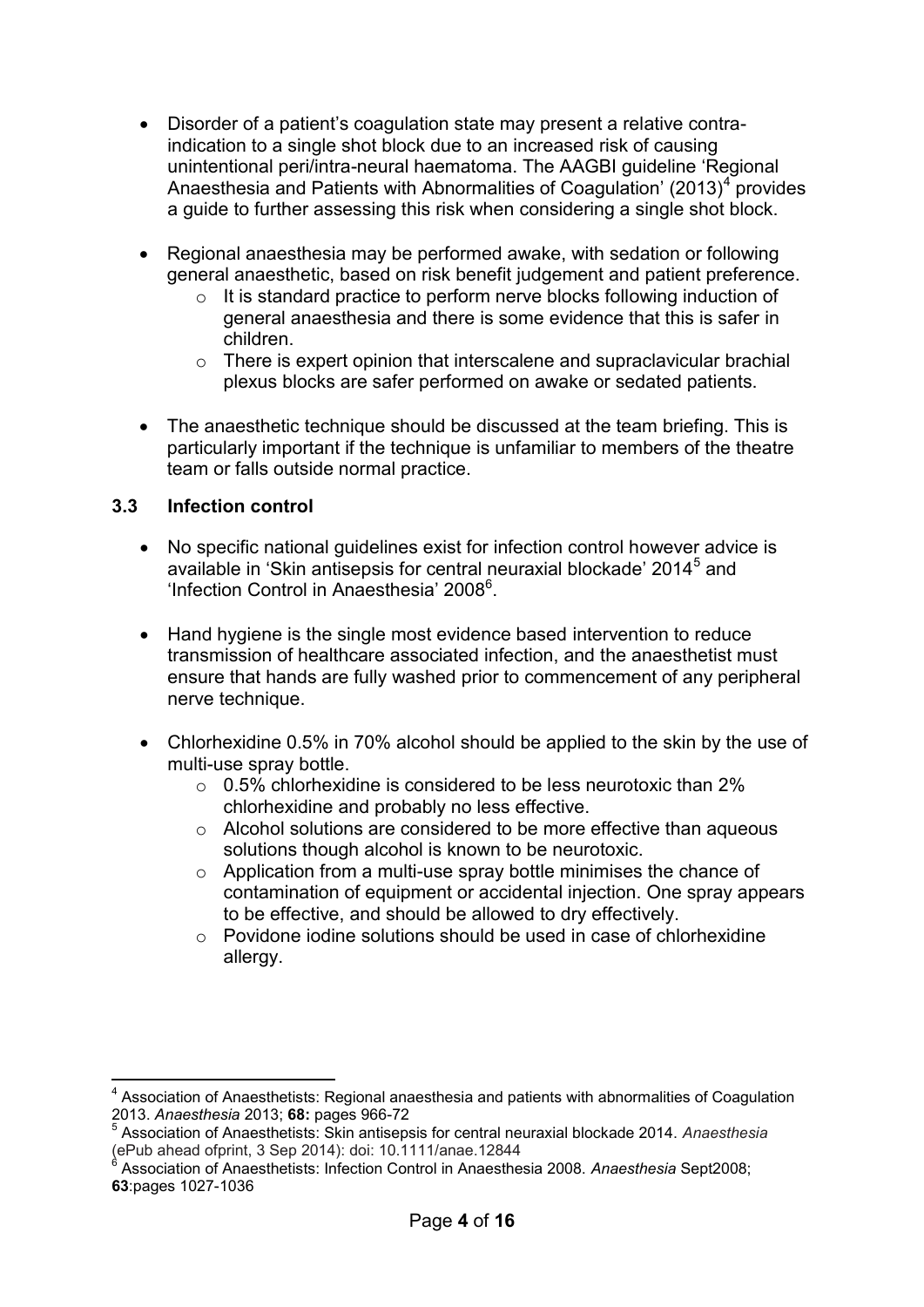- Disorder of a patient's coagulation state may present a relative contra-indication to a single shot block due to an increased risk of causing unintentional peri/intra-neural haematoma. The AAGBI guideline 'Regional Anaesthesia and Patients with Abnormalities of Coagulation' (2013)[4] provides a guide to further assessing this risk when considering a single shot block.

- Regional anaesthesia may be performed awake, with sedation or following general anaesthetic, based on risk benefit judgement and patient preference.
  - It is standard practice to perform nerve blocks following induction of general anaesthesia and there is some evidence that this is safer in children.
  - There is expert opinion that interscalene and supraclavicular brachial plexus blocks are safer performed on awake or sedated patients.

- The anaesthetic technique should be discussed at the team briefing. This is particularly important if the technique is unfamiliar to members of the theatre team or falls outside normal practice.

### 3.3 Infection control

- No specific national guidelines exist for infection control however advice is available in 'Skin antisepsis for central neuraxial blockade' 2014[5] and 'Infection Control in Anaesthesia' 2008[6].

- Hand hygiene is the single most evidence based intervention to reduce transmission of healthcare associated infection, and the anaesthetist must ensure that hands are fully washed prior to commencement of any peripheral nerve technique.

- Chlorhexidine 0.5% in 70% alcohol should be applied to the skin by the use of multi-use spray bottle.
  - 0.5% chlorhexidine is considered to be less neurotoxic than 2% chlorhexidine and probably no less effective.
  - Alcohol solutions are considered to be more effective than aqueous solutions though alcohol is known to be neurotoxic.
  - Application from a multi-use spray bottle minimises the chance of contamination of equipment or accidental injection. One spray appears to be effective, and should be allowed to dry effectively.
  - Povidone iodine solutions should be used in case of chlorhexidine allergy.

---

[4] Association of Anaesthetists: Regional anaesthesia and patients with abnormalities of Coagulation 2013. *Anaesthesia* 2013; **68:** pages 966-72

[5] Association of Anaesthetists: Skin antisepsis for central neuraxial blockade 2014. *Anaesthesia* (ePub ahead ofprint, 3 Sep 2014): doi: 10.1111/anae.12844

[6] Association of Anaesthetists: Infection Control in Anaesthesia 2008. *Anaesthesia* Sept2008; **63**:pages 1027-1036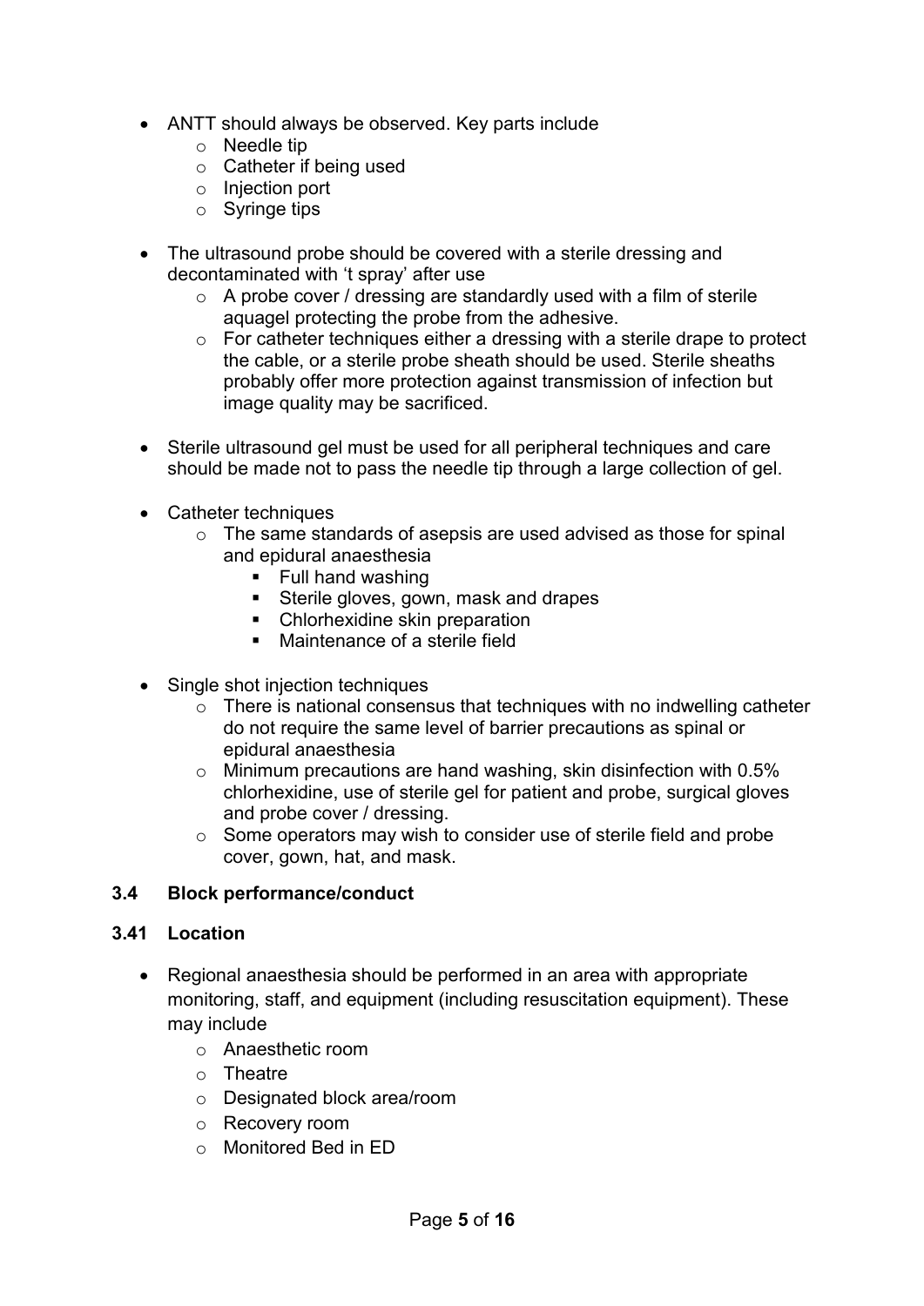- ANTT should always be observed. Key parts include
  - Needle tip
  - Catheter if being used
  - Injection port
  - Syringe tips

- The ultrasound probe should be covered with a sterile dressing and decontaminated with 't spray' after use
  - A probe cover / dressing are standardly used with a film of sterile aquagel protecting the probe from the adhesive.
  - For catheter techniques either a dressing with a sterile drape to protect the cable, or a sterile probe sheath should be used. Sterile sheaths probably offer more protection against transmission of infection but image quality may be sacrificed.

- Sterile ultrasound gel must be used for all peripheral techniques and care should be made not to pass the needle tip through a large collection of gel.

- Catheter techniques
  - The same standards of asepsis are used advised as those for spinal and epidural anaesthesia
    - Full hand washing
    - Sterile gloves, gown, mask and drapes
    - Chlorhexidine skin preparation
    - Maintenance of a sterile field

- Single shot injection techniques
  - There is national consensus that techniques with no indwelling catheter do not require the same level of barrier precautions as spinal or epidural anaesthesia
  - Minimum precautions are hand washing, skin disinfection with 0.5% chlorhexidine, use of sterile gel for patient and probe, surgical gloves and probe cover / dressing.
  - Some operators may wish to consider use of sterile field and probe cover, gown, hat, and mask.

### 3.4 Block performance/conduct

### 3.41 Location

- Regional anaesthesia should be performed in an area with appropriate monitoring, staff, and equipment (including resuscitation equipment). These may include
  - Anaesthetic room
  - Theatre
  - Designated block area/room
  - Recovery room
  - Monitored Bed in ED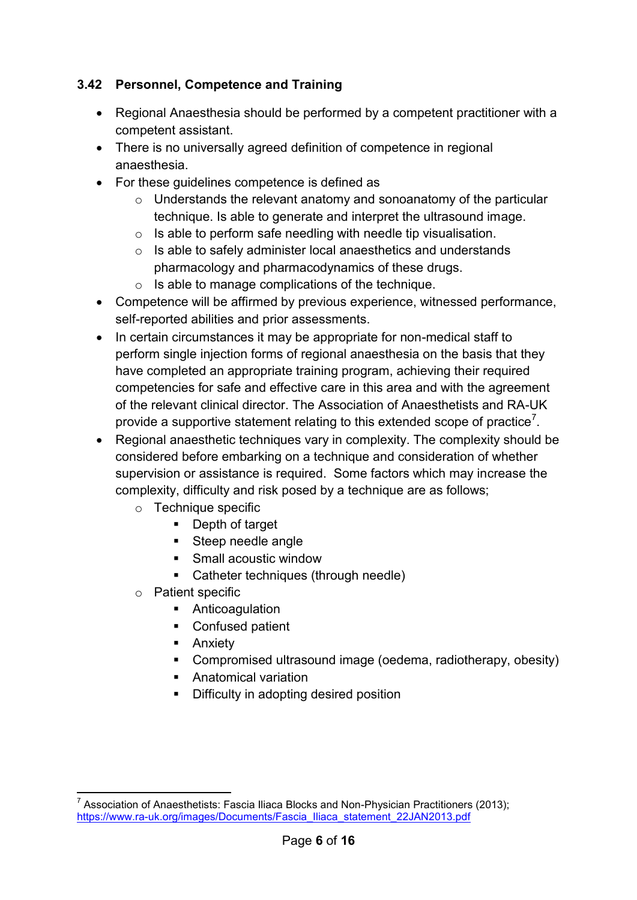### 3.42 Personnel, Competence and Training

- Regional Anaesthesia should be performed by a competent practitioner with a competent assistant.
- There is no universally agreed definition of competence in regional anaesthesia.
- For these guidelines competence is defined as
  - Understands the relevant anatomy and sonoanatomy of the particular technique. Is able to generate and interpret the ultrasound image.
  - Is able to perform safe needling with needle tip visualisation.
  - Is able to safely administer local anaesthetics and understands pharmacology and pharmacodynamics of these drugs.
  - Is able to manage complications of the technique.
- Competence will be affirmed by previous experience, witnessed performance, self-reported abilities and prior assessments.
- In certain circumstances it may be appropriate for non-medical staff to perform single injection forms of regional anaesthesia on the basis that they have completed an appropriate training program, achieving their required competencies for safe and effective care in this area and with the agreement of the relevant clinical director. The Association of Anaesthetists and RA-UK provide a supportive statement relating to this extended scope of practice[7].
- Regional anaesthetic techniques vary in complexity. The complexity should be considered before embarking on a technique and consideration of whether supervision or assistance is required. Some factors which may increase the complexity, difficulty and risk posed by a technique are as follows;
  - Technique specific
    - Depth of target
    - Steep needle angle
    - Small acoustic window
    - Catheter techniques (through needle)
  - Patient specific
    - Anticoagulation
    - Confused patient
    - Anxiety
    - Compromised ultrasound image (oedema, radiotherapy, obesity)
    - Anatomical variation
    - Difficulty in adopting desired position

---

[7] Association of Anaesthetists: Fascia Iliaca Blocks and Non-Physician Practitioners (2013); https://www.ra-uk.org/images/Documents/Fascia_Iliaca_statement_22JAN2013.pdf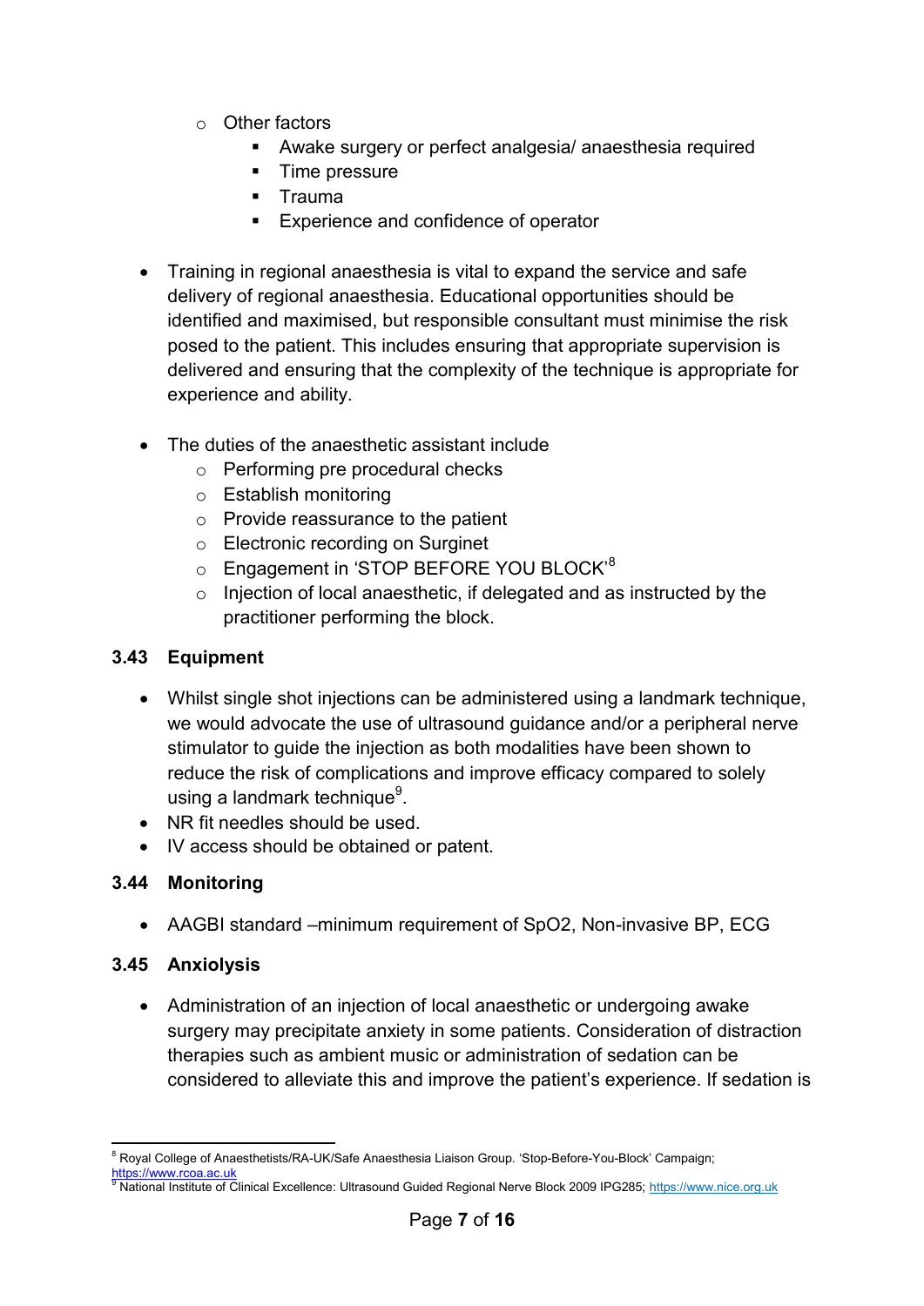- Other factors
    - Awake surgery or perfect analgesia/ anaesthesia required
    - Time pressure
    - Trauma
    - Experience and confidence of operator

- Training in regional anaesthesia is vital to expand the service and safe delivery of regional anaesthesia. Educational opportunities should be identified and maximised, but responsible consultant must minimise the risk posed to the patient. This includes ensuring that appropriate supervision is delivered and ensuring that the complexity of the technique is appropriate for experience and ability.

- The duties of the anaesthetic assistant include
    - Performing pre procedural checks
    - Establish monitoring
    - Provide reassurance to the patient
    - Electronic recording on Surginet
    - Engagement in 'STOP BEFORE YOU BLOCK'[8]
    - Injection of local anaesthetic, if delegated and as instructed by the practitioner performing the block.

### 3.43 Equipment

- Whilst single shot injections can be administered using a landmark technique, we would advocate the use of ultrasound guidance and/or a peripheral nerve stimulator to guide the injection as both modalities have been shown to reduce the risk of complications and improve efficacy compared to solely using a landmark technique[9].
- NR fit needles should be used.
- IV access should be obtained or patent.

### 3.44 Monitoring

- AAGBI standard –minimum requirement of SpO2, Non-invasive BP, ECG

### 3.45 Anxiolysis

- Administration of an injection of local anaesthetic or undergoing awake surgery may precipitate anxiety in some patients. Consideration of distraction therapies such as ambient music or administration of sedation can be considered to alleviate this and improve the patient's experience. If sedation is

---

[8] Royal College of Anaesthetists/RA-UK/Safe Anaesthesia Liaison Group. 'Stop-Before-You-Block' Campaign; https://www.rcoa.ac.uk

[9] National Institute of Clinical Excellence: Ultrasound Guided Regional Nerve Block 2009 IPG285; https://www.nice.org.uk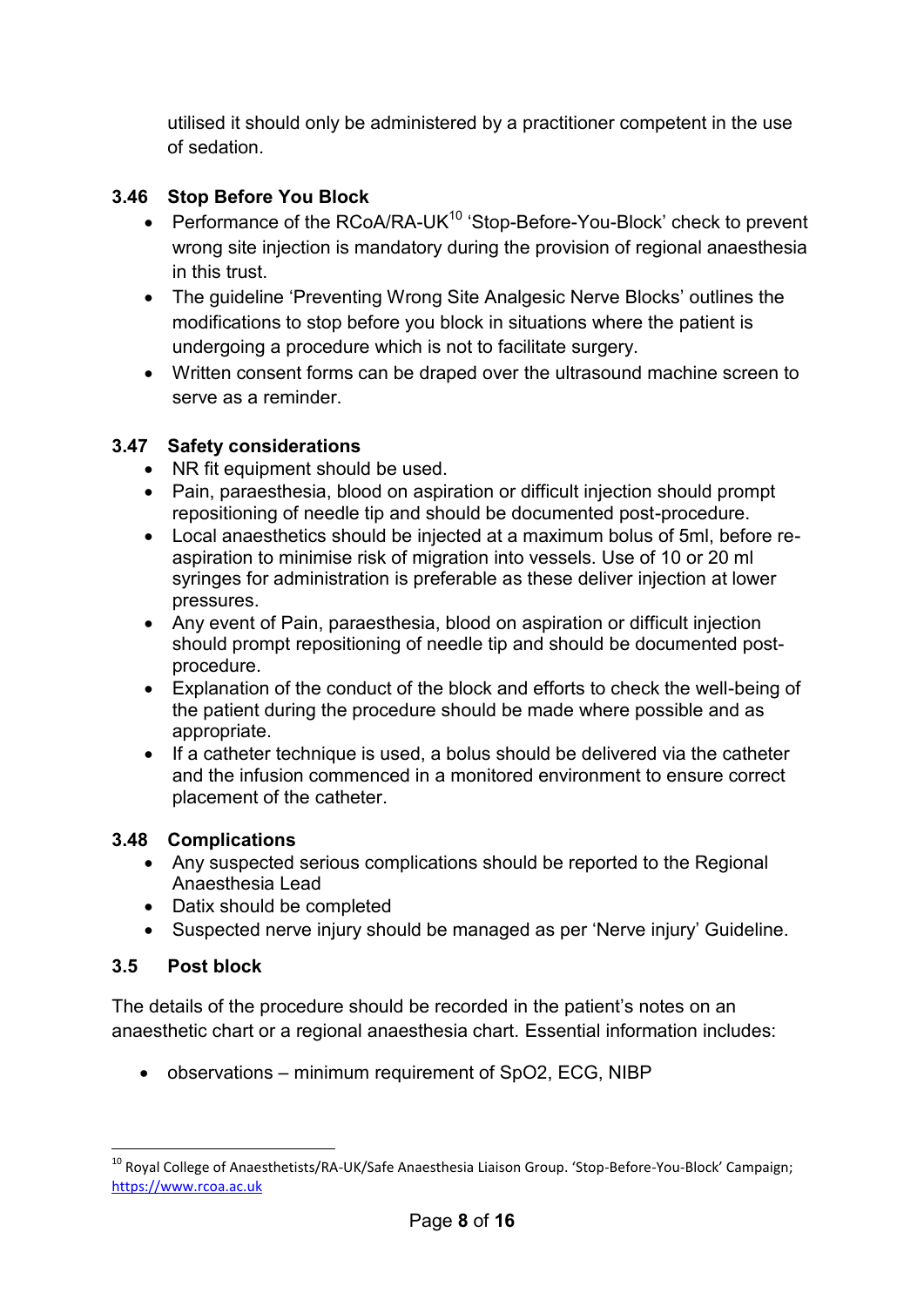utilised it should only be administered by a practitioner competent in the use of sedation.

### 3.46 Stop Before You Block

- Performance of the RCoA/RA-UK[10] 'Stop-Before-You-Block' check to prevent wrong site injection is mandatory during the provision of regional anaesthesia in this trust.
- The guideline 'Preventing Wrong Site Analgesic Nerve Blocks' outlines the modifications to stop before you block in situations where the patient is undergoing a procedure which is not to facilitate surgery.
- Written consent forms can be draped over the ultrasound machine screen to serve as a reminder.

### 3.47 Safety considerations

- NR fit equipment should be used.
- Pain, paraesthesia, blood on aspiration or difficult injection should prompt repositioning of needle tip and should be documented post-procedure.
- Local anaesthetics should be injected at a maximum bolus of 5ml, before re-aspiration to minimise risk of migration into vessels. Use of 10 or 20 ml syringes for administration is preferable as these deliver injection at lower pressures.
- Any event of Pain, paraesthesia, blood on aspiration or difficult injection should prompt repositioning of needle tip and should be documented post-procedure.
- Explanation of the conduct of the block and efforts to check the well-being of the patient during the procedure should be made where possible and as appropriate.
- If a catheter technique is used, a bolus should be delivered via the catheter and the infusion commenced in a monitored environment to ensure correct placement of the catheter.

### 3.48 Complications

- Any suspected serious complications should be reported to the Regional Anaesthesia Lead
- Datix should be completed
- Suspected nerve injury should be managed as per 'Nerve injury' Guideline.

### 3.5 Post block

The details of the procedure should be recorded in the patient's notes on an anaesthetic chart or a regional anaesthesia chart. Essential information includes:

- observations – minimum requirement of $SpO_2$, ECG, NIBP

---

[10] Royal College of Anaesthetists/RA-UK/Safe Anaesthesia Liaison Group. 'Stop-Before-You-Block' Campaign; https://www.rcoa.ac.uk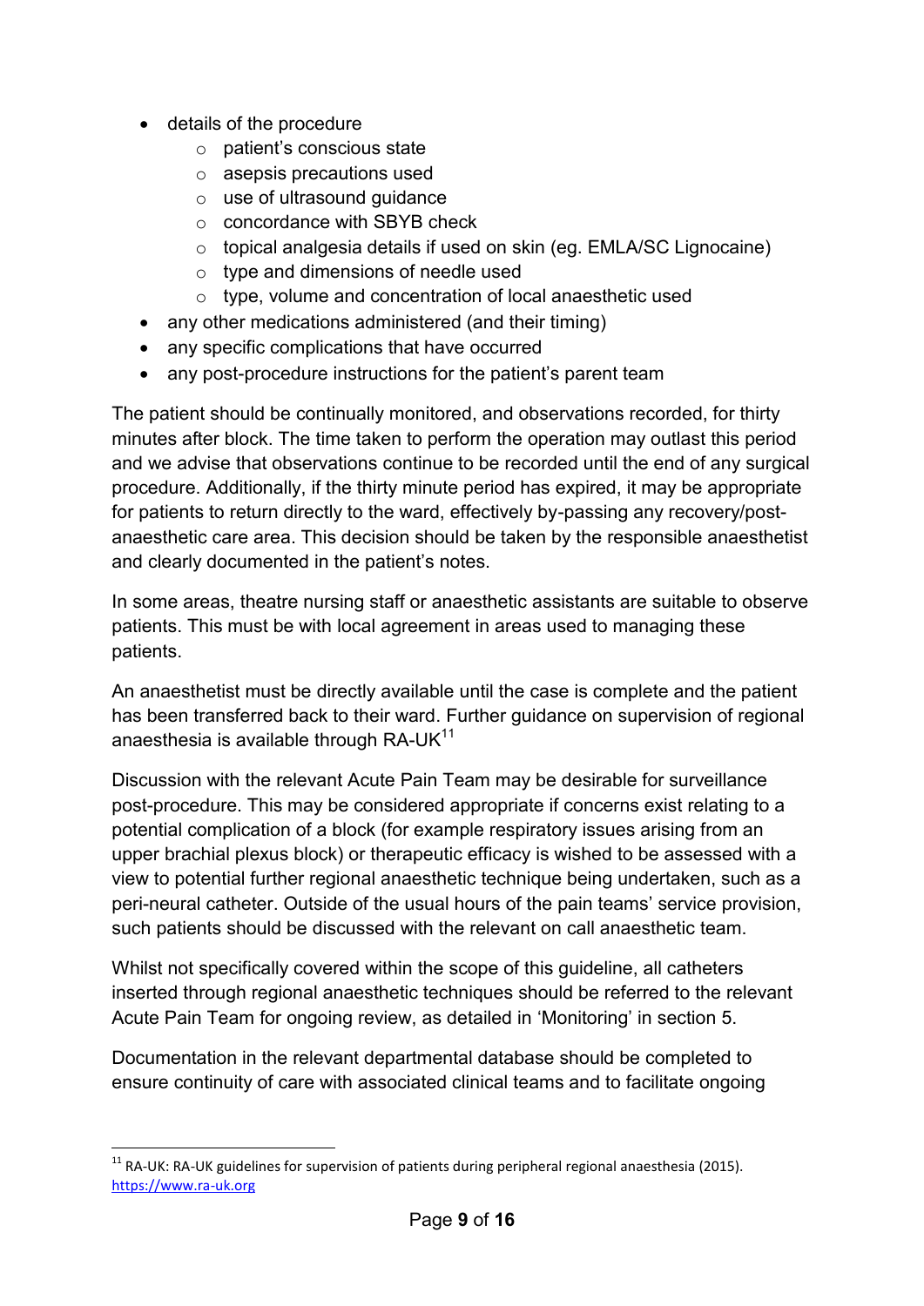- details of the procedure
    - patient's conscious state
    - asepsis precautions used
    - use of ultrasound guidance
    - concordance with SBYB check
    - topical analgesia details if used on skin (eg. EMLA/SC Lignocaine)
    - type and dimensions of needle used
    - type, volume and concentration of local anaesthetic used
- any other medications administered (and their timing)
- any specific complications that have occurred
- any post-procedure instructions for the patient's parent team

The patient should be continually monitored, and observations recorded, for thirty minutes after block. The time taken to perform the operation may outlast this period and we advise that observations continue to be recorded until the end of any surgical procedure. Additionally, if the thirty minute period has expired, it may be appropriate for patients to return directly to the ward, effectively by-passing any recovery/post-anaesthetic care area. This decision should be taken by the responsible anaesthetist and clearly documented in the patient's notes.

In some areas, theatre nursing staff or anaesthetic assistants are suitable to observe patients. This must be with local agreement in areas used to managing these patients.

An anaesthetist must be directly available until the case is complete and the patient has been transferred back to their ward. Further guidance on supervision of regional anaesthesia is available through RA-UK[11]

Discussion with the relevant Acute Pain Team may be desirable for surveillance post-procedure. This may be considered appropriate if concerns exist relating to a potential complication of a block (for example respiratory issues arising from an upper brachial plexus block) or therapeutic efficacy is wished to be assessed with a view to potential further regional anaesthetic technique being undertaken, such as a peri-neural catheter. Outside of the usual hours of the pain teams' service provision, such patients should be discussed with the relevant on call anaesthetic team.

Whilst not specifically covered within the scope of this guideline, all catheters inserted through regional anaesthetic techniques should be referred to the relevant Acute Pain Team for ongoing review, as detailed in 'Monitoring' in section 5.

Documentation in the relevant departmental database should be completed to ensure continuity of care with associated clinical teams and to facilitate ongoing

[11] RA-UK: RA-UK guidelines for supervision of patients during peripheral regional anaesthesia (2015). https://www.ra-uk.org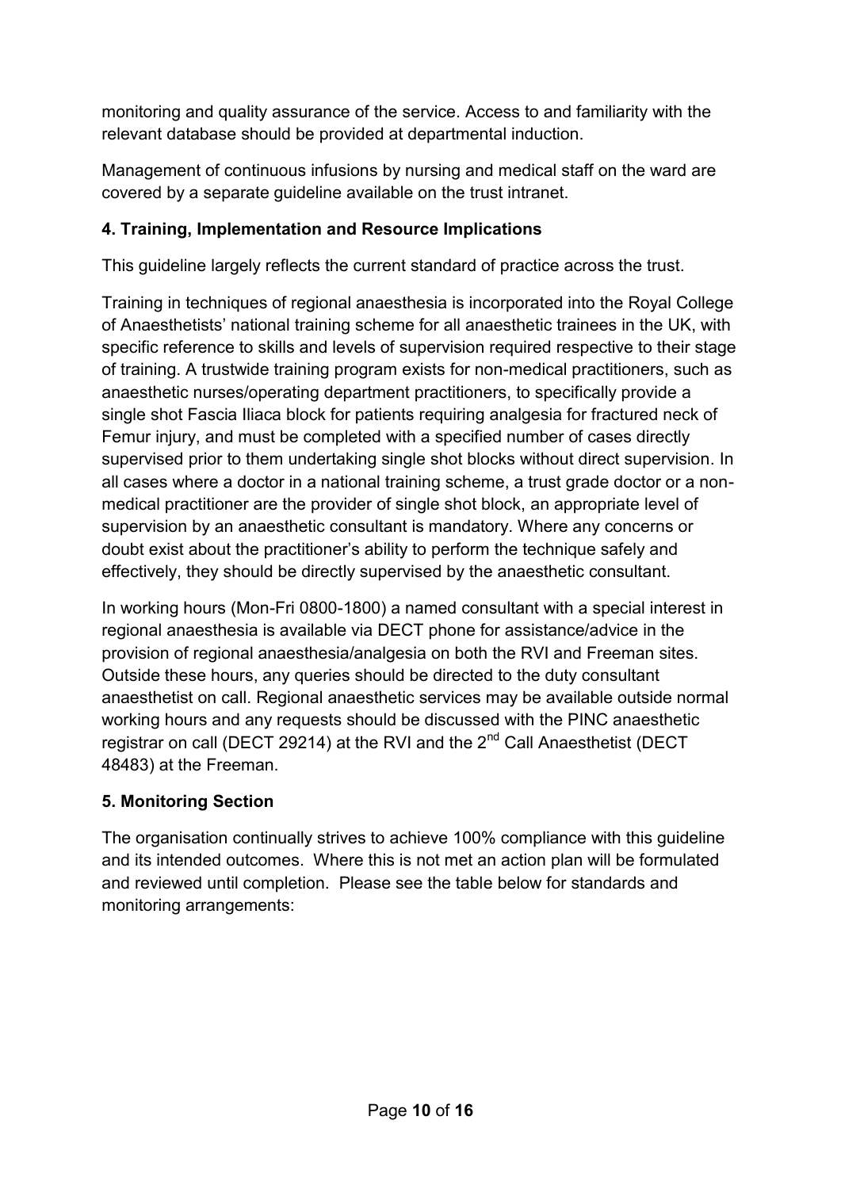monitoring and quality assurance of the service. Access to and familiarity with the relevant database should be provided at departmental induction.

Management of continuous infusions by nursing and medical staff on the ward are covered by a separate guideline available on the trust intranet.

## 4. Training, Implementation and Resource Implications

This guideline largely reflects the current standard of practice across the trust.

Training in techniques of regional anaesthesia is incorporated into the Royal College of Anaesthetists' national training scheme for all anaesthetic trainees in the UK, with specific reference to skills and levels of supervision required respective to their stage of training. A trustwide training program exists for non-medical practitioners, such as anaesthetic nurses/operating department practitioners, to specifically provide a single shot Fascia Iliaca block for patients requiring analgesia for fractured neck of Femur injury, and must be completed with a specified number of cases directly supervised prior to them undertaking single shot blocks without direct supervision. In all cases where a doctor in a national training scheme, a trust grade doctor or a non-medical practitioner are the provider of single shot block, an appropriate level of supervision by an anaesthetic consultant is mandatory. Where any concerns or doubt exist about the practitioner's ability to perform the technique safely and effectively, they should be directly supervised by the anaesthetic consultant.

In working hours (Mon-Fri 0800-1800) a named consultant with a special interest in regional anaesthesia is available via DECT phone for assistance/advice in the provision of regional anaesthesia/analgesia on both the RVI and Freeman sites. Outside these hours, any queries should be directed to the duty consultant anaesthetist on call. Regional anaesthetic services may be available outside normal working hours and any requests should be discussed with the PINC anaesthetic registrar on call (DECT 29214) at the RVI and the 2nd Call Anaesthetist (DECT 48483) at the Freeman.

## 5. Monitoring Section

The organisation continually strives to achieve 100% compliance with this guideline and its intended outcomes. Where this is not met an action plan will be formulated and reviewed until completion. Please see the table below for standards and monitoring arrangements: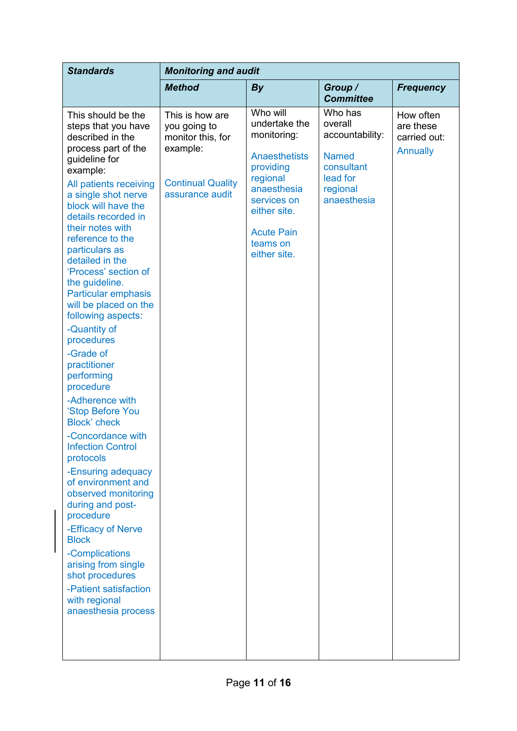| **Standards** | **Monitoring and audit** | | | |
|---|---|---|---|---|
| | **Method** | **By** | **Group / Committee** | **Frequency** |
| This should be the steps that you have described in the process part of the guideline for example:<br><br>All patients receiving a single shot nerve block will have the details recorded in their notes with reference to the particulars as detailed in the 'Process' section of the guideline. Particular emphasis will be placed on the following aspects:<br><br>-Quantity of procedures<br><br>-Grade of practitioner performing procedure<br><br>-Adherence with 'Stop Before You Block' check<br><br>-Concordance with Infection Control protocols<br><br>-Ensuring adequacy of environment and observed monitoring during and post-procedure<br><br>-Efficacy of Nerve Block<br><br>-Complications arising from single shot procedures<br><br>-Patient satisfaction with regional anaesthesia process | This is how are you going to monitor this, for example:<br><br>Continual Quality assurance audit | Who will undertake the monitoring:<br><br>Anaesthetists providing regional anaesthesia services on either site.<br><br>Acute Pain teams on either site. | Who has overall accountability:<br><br>Named consultant lead for regional anaesthesia | How often are these carried out:<br><br>Annually |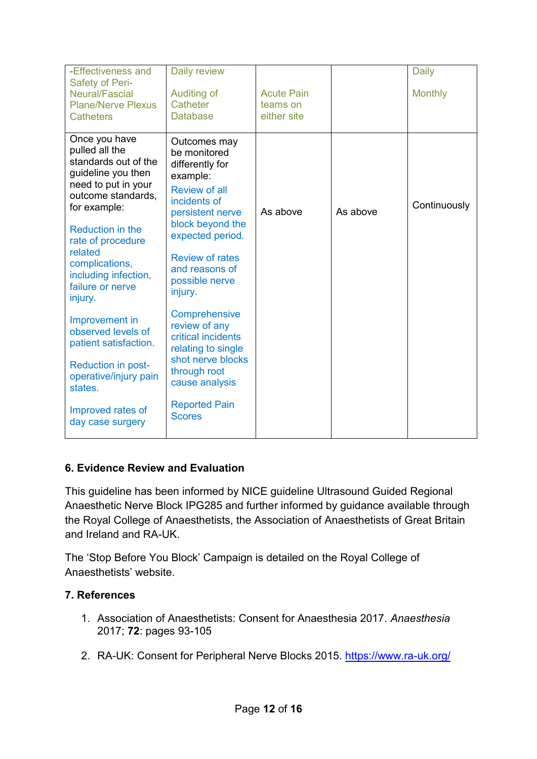| -Effectiveness and Safety of Peri-Neural/Fascial Plane/Nerve Plexus Catheters | Daily review<br><br>Auditing of Catheter Database | Acute Pain teams on either site | | Daily<br><br>Monthly |
|---|---|---|---|---|
| Once you have pulled all the standards out of the guideline you then need to put in your outcome standards, for example:<br><br>Reduction in the rate of procedure related complications, including infection, failure or nerve injury.<br><br>Improvement in observed levels of patient satisfaction.<br><br>Reduction in post-operative/injury pain states.<br><br>Improved rates of day case surgery | Outcomes may be monitored differently for example:<br>Review of all incidents of persistent nerve block beyond the expected period.<br><br>Review of rates and reasons of possible nerve injury.<br><br>Comprehensive review of any critical incidents relating to single shot nerve blocks through root cause analysis<br><br>Reported Pain Scores | As above | As above | Continuously |

## 6. Evidence Review and Evaluation

This guideline has been informed by NICE guideline Ultrasound Guided Regional Anaesthetic Nerve Block IPG285 and further informed by guidance available through the Royal College of Anaesthetists, the Association of Anaesthetists of Great Britain and Ireland and RA-UK.

The 'Stop Before You Block' Campaign is detailed on the Royal College of Anaesthetists' website.

## 7. References

1. Association of Anaesthetists: Consent for Anaesthesia 2017. *Anaesthesia* 2017; **72**: pages 93-105
2. RA-UK: Consent for Peripheral Nerve Blocks 2015. https://www.ra-uk.org/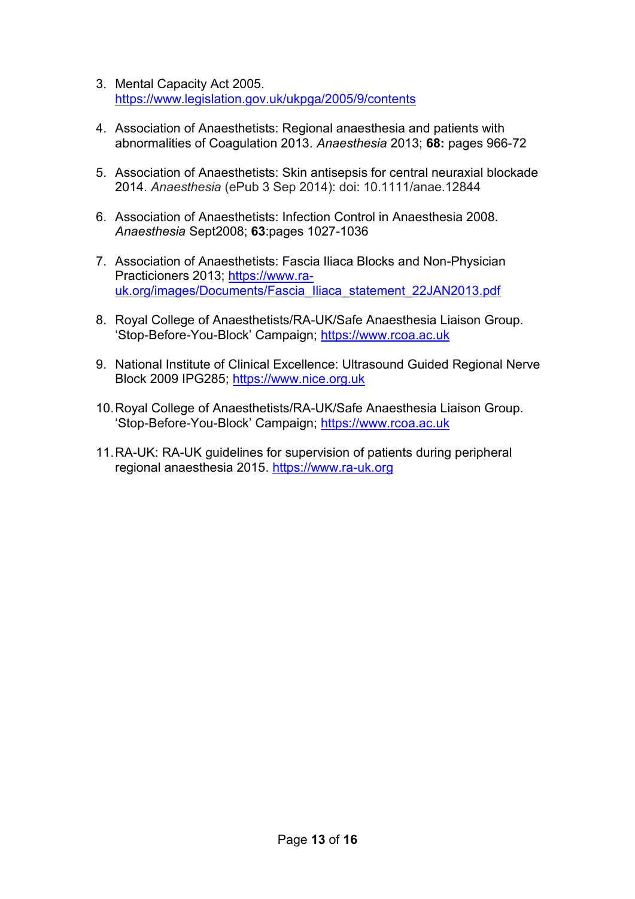3. Mental Capacity Act 2005. https://www.legislation.gov.uk/ukpga/2005/9/contents

4. Association of Anaesthetists: Regional anaesthesia and patients with abnormalities of Coagulation 2013. *Anaesthesia* 2013; **68:** pages 966-72

5. Association of Anaesthetists: Skin antisepsis for central neuraxial blockade 2014. *Anaesthesia* (ePub 3 Sep 2014): doi: 10.1111/anae.12844

6. Association of Anaesthetists: Infection Control in Anaesthesia 2008. *Anaesthesia* Sept2008; **63**:pages 1027-1036

7. Association of Anaesthetists: Fascia Iliaca Blocks and Non-Physician Practicioners 2013; https://www.ra-uk.org/images/Documents/Fascia_Iliaca_statement_22JAN2013.pdf

8. Royal College of Anaesthetists/RA-UK/Safe Anaesthesia Liaison Group. 'Stop-Before-You-Block' Campaign; https://www.rcoa.ac.uk

9. National Institute of Clinical Excellence: Ultrasound Guided Regional Nerve Block 2009 IPG285; https://www.nice.org.uk

10. Royal College of Anaesthetists/RA-UK/Safe Anaesthesia Liaison Group. 'Stop-Before-You-Block' Campaign; https://www.rcoa.ac.uk

11. RA-UK: RA-UK guidelines for supervision of patients during peripheral regional anaesthesia 2015. https://www.ra-uk.org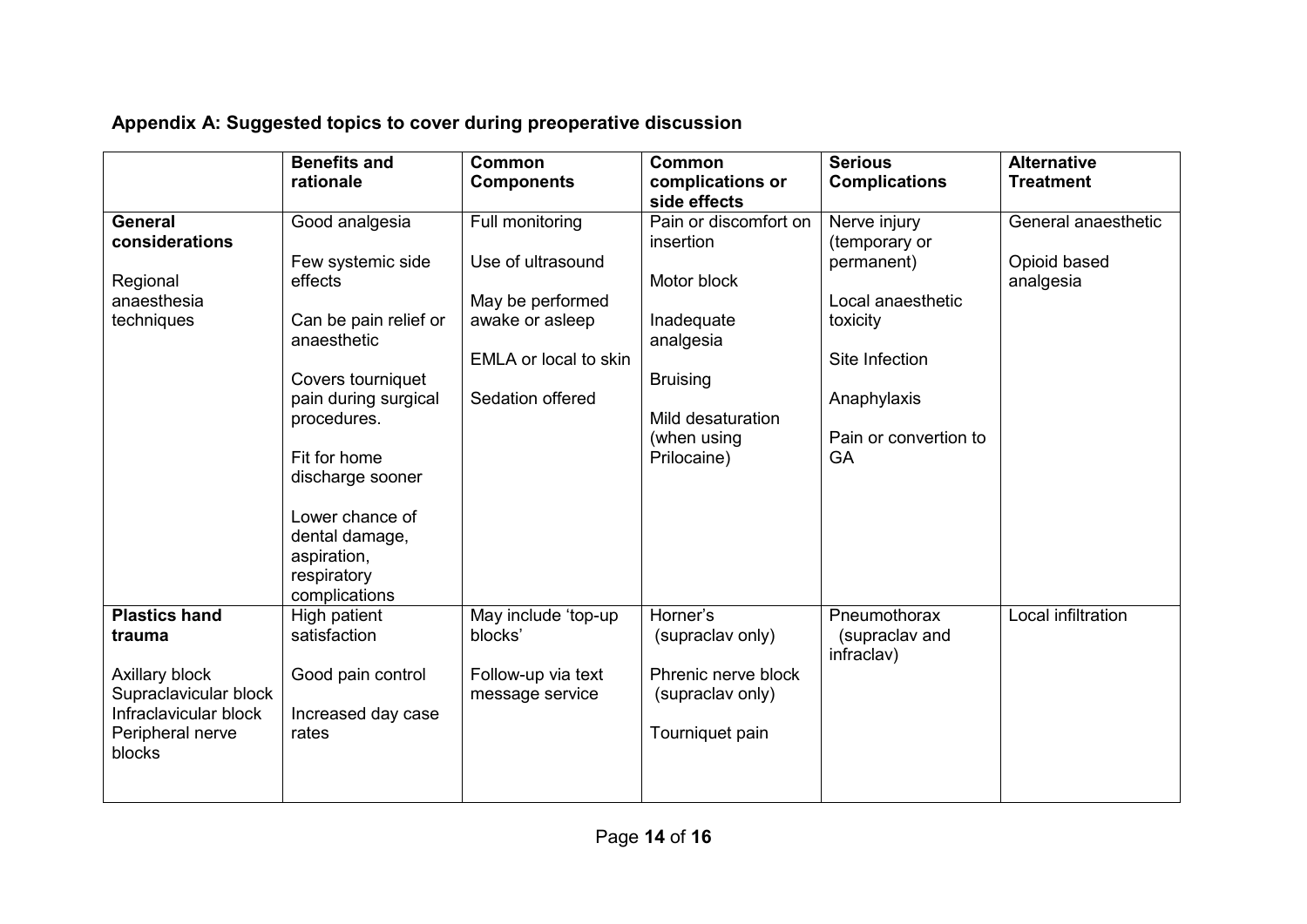## Appendix A: Suggested topics to cover during preoperative discussion

| | Benefits and rationale | Common Components | Common complications or side effects | Serious Complications | Alternative Treatment |
|---|---|---|---|---|---|
| **General considerations**<br><br>Regional anaesthesia techniques | Good analgesia<br><br>Few systemic side effects<br><br>Can be pain relief or anaesthetic<br><br>Covers tourniquet pain during surgical procedures.<br><br>Fit for home discharge sooner<br><br>Lower chance of dental damage, aspiration, respiratory complications | Full monitoring<br><br>Use of ultrasound<br><br>May be performed awake or asleep<br><br>EMLA or local to skin<br><br>Sedation offered | Pain or discomfort on insertion<br><br>Motor block<br><br>Inadequate analgesia<br><br>Bruising<br><br>Mild desaturation (when using Prilocaine) | Nerve injury (temporary or permanent)<br><br>Local anaesthetic toxicity<br><br>Site Infection<br><br>Anaphylaxis<br><br>Pain or convertion to GA | General anaesthetic<br><br>Opioid based analgesia |
| **Plastics hand trauma**<br><br>Axillary block<br>Supraclavicular block<br>Infraclavicular block<br>Peripheral nerve blocks | High patient satisfaction<br><br>Good pain control<br><br>Increased day case rates | May include 'top-up blocks'<br><br>Follow-up via text message service | Horner's (supraclav only)<br><br>Phrenic nerve block (supraclav only)<br><br>Tourniquet pain | Pneumothorax (supraclav and infraclav) | Local infiltration |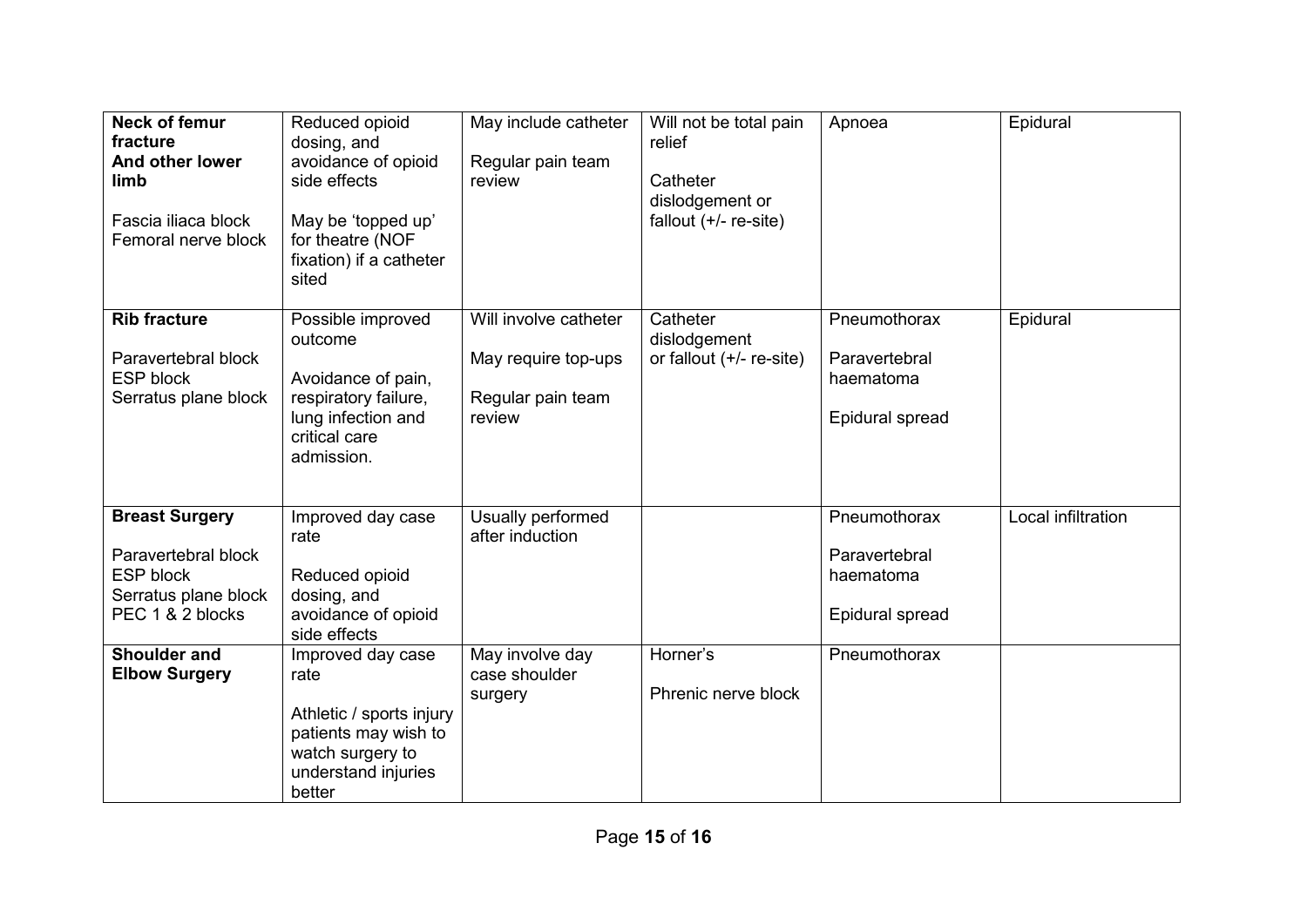| **Neck of femur fracture And other lower limb**<br><br>Fascia iliaca block<br>Femoral nerve block | Reduced opioid dosing, and avoidance of opioid side effects<br><br>May be 'topped up' for theatre (NOF fixation) if a catheter sited | May include catheter<br><br>Regular pain team review | Will not be total pain relief<br><br>Catheter dislodgement or fallout (+/- re-site) | Apnoea | Epidural |
|---|---|---|---|---|---|
| **Rib fracture**<br><br>Paravertebral block<br>ESP block<br>Serratus plane block | Possible improved outcome<br><br>Avoidance of pain, respiratory failure, lung infection and critical care admission. | Will involve catheter<br><br>May require top-ups<br><br>Regular pain team review | Catheter dislodgement or fallout (+/- re-site) | Pneumothorax<br><br>Paravertebral haematoma<br><br>Epidural spread | Epidural |
| **Breast Surgery**<br><br>Paravertebral block<br>ESP block<br>Serratus plane block<br>PEC 1 & 2 blocks | Improved day case rate<br><br>Reduced opioid dosing, and avoidance of opioid side effects | Usually performed after induction | | Pneumothorax<br><br>Paravertebral haematoma<br><br>Epidural spread | Local infiltration |
| **Shoulder and Elbow Surgery** | Improved day case rate<br><br>Athletic / sports injury patients may wish to watch surgery to understand injuries better | May involve day case shoulder surgery | Horner's<br><br>Phrenic nerve block | Pneumothorax | |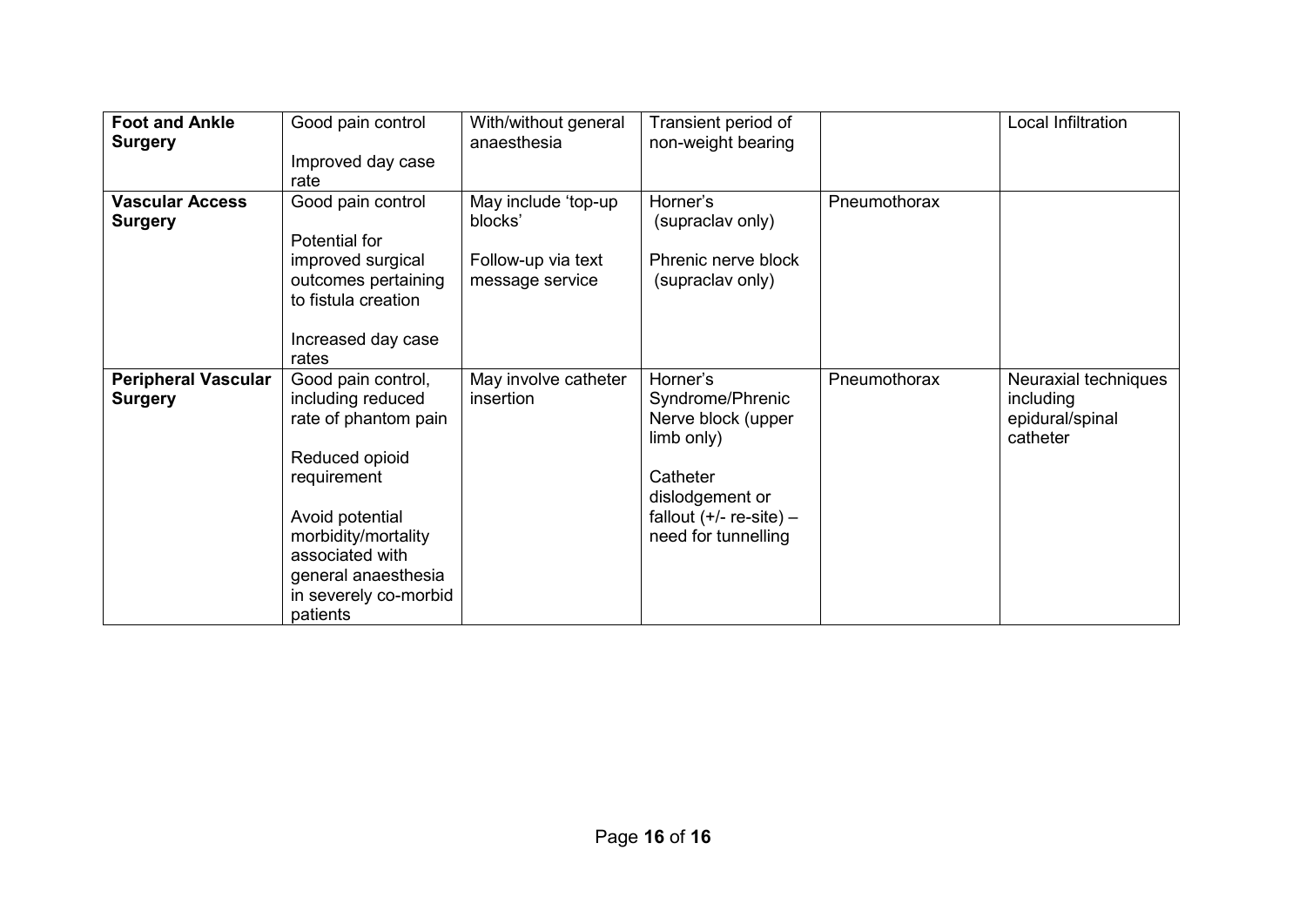| | | | | | |
|---|---|---|---|---|---|
| **Foot and Ankle Surgery** | Good pain control<br><br>Improved day case rate | With/without general anaesthesia | Transient period of non-weight bearing | | Local Infiltration |
| **Vascular Access Surgery** | Good pain control<br><br>Potential for improved surgical outcomes pertaining to fistula creation<br><br>Increased day case rates | May include 'top-up blocks'<br><br>Follow-up via text message service | Horner's (supraclav only)<br><br>Phrenic nerve block (supraclav only) | Pneumothorax | |
| **Peripheral Vascular Surgery** | Good pain control, including reduced rate of phantom pain<br><br>Reduced opioid requirement<br><br>Avoid potential morbidity/mortality associated with general anaesthesia in severely co-morbid patients | May involve catheter insertion | Horner's Syndrome/Phrenic Nerve block (upper limb only)<br><br>Catheter dislodgement or fallout (+/- re-site) – need for tunnelling | Pneumothorax | Neuraxial techniques including epidural/spinal catheter |